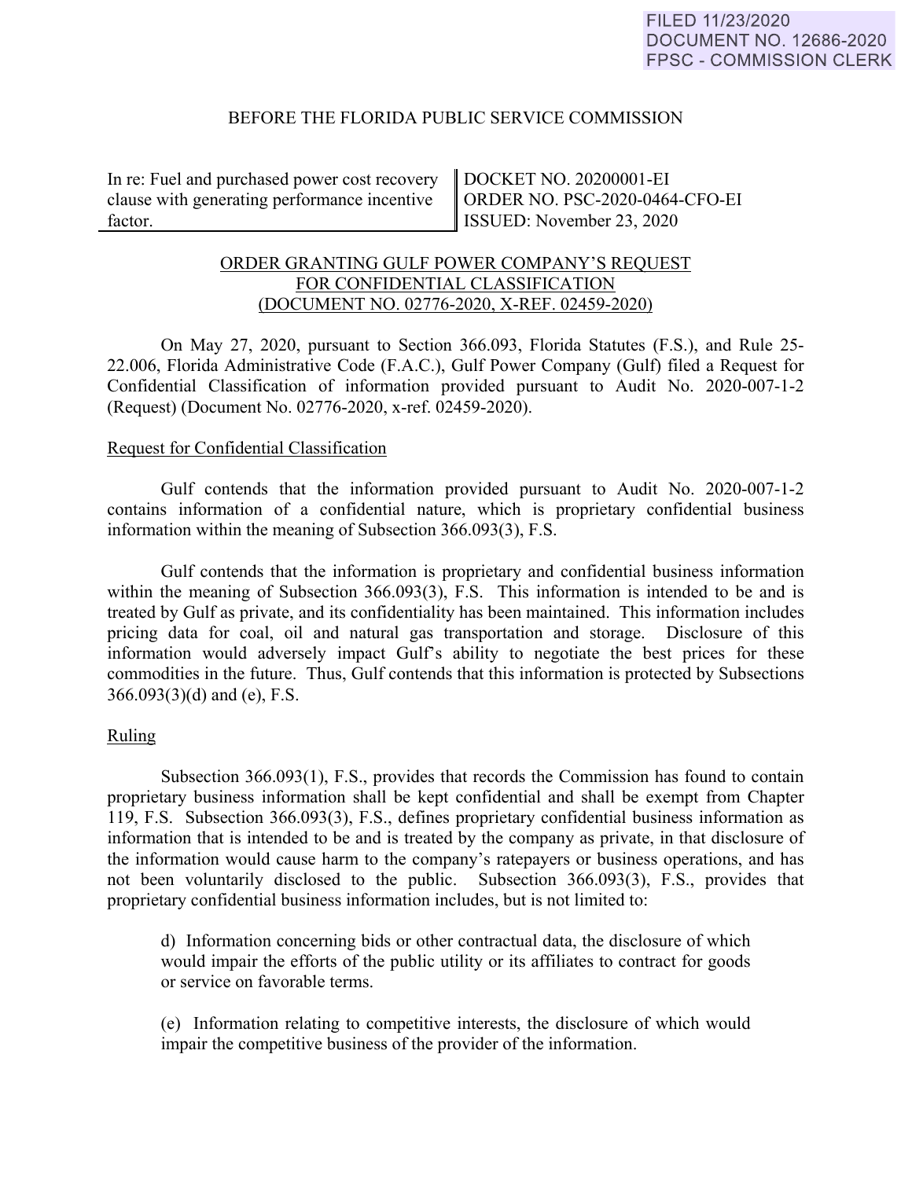FILED 11/23/2020
DOCUMENT NO. 12686-2020
FPSC - COMMISSION CLERK

BEFORE THE FLORIDA PUBLIC SERVICE COMMISSION

| In re: Fuel and purchased power cost recovery clause with generating performance incentive factor. | DOCKET NO. 20200001-EI<br>ORDER NO. PSC-2020-0464-CFO-EI<br>ISSUED: November 23, 2020 |
|---|---|

ORDER GRANTING GULF POWER COMPANY'S REQUEST FOR CONFIDENTIAL CLASSIFICATION (DOCUMENT NO. 02776-2020, X-REF. 02459-2020)

On May 27, 2020, pursuant to Section 366.093, Florida Statutes (F.S.), and Rule 25-22.006, Florida Administrative Code (F.A.C.), Gulf Power Company (Gulf) filed a Request for Confidential Classification of information provided pursuant to Audit No. 2020-007-1-2 (Request) (Document No. 02776-2020, x-ref. 02459-2020).

Request for Confidential Classification

Gulf contends that the information provided pursuant to Audit No. 2020-007-1-2 contains information of a confidential nature, which is proprietary confidential business information within the meaning of Subsection 366.093(3), F.S.

Gulf contends that the information is proprietary and confidential business information within the meaning of Subsection 366.093(3), F.S. This information is intended to be and is treated by Gulf as private, and its confidentiality has been maintained. This information includes pricing data for coal, oil and natural gas transportation and storage. Disclosure of this information would adversely impact Gulf's ability to negotiate the best prices for these commodities in the future. Thus, Gulf contends that this information is protected by Subsections 366.093(3)(d) and (e), F.S.

Ruling

Subsection 366.093(1), F.S., provides that records the Commission has found to contain proprietary business information shall be kept confidential and shall be exempt from Chapter 119, F.S. Subsection 366.093(3), F.S., defines proprietary confidential business information as information that is intended to be and is treated by the company as private, in that disclosure of the information would cause harm to the company's ratepayers or business operations, and has not been voluntarily disclosed to the public. Subsection 366.093(3), F.S., provides that proprietary confidential business information includes, but is not limited to:

> d) Information concerning bids or other contractual data, the disclosure of which would impair the efforts of the public utility or its affiliates to contract for goods or service on favorable terms.
>
> (e) Information relating to competitive interests, the disclosure of which would impair the competitive business of the provider of the information.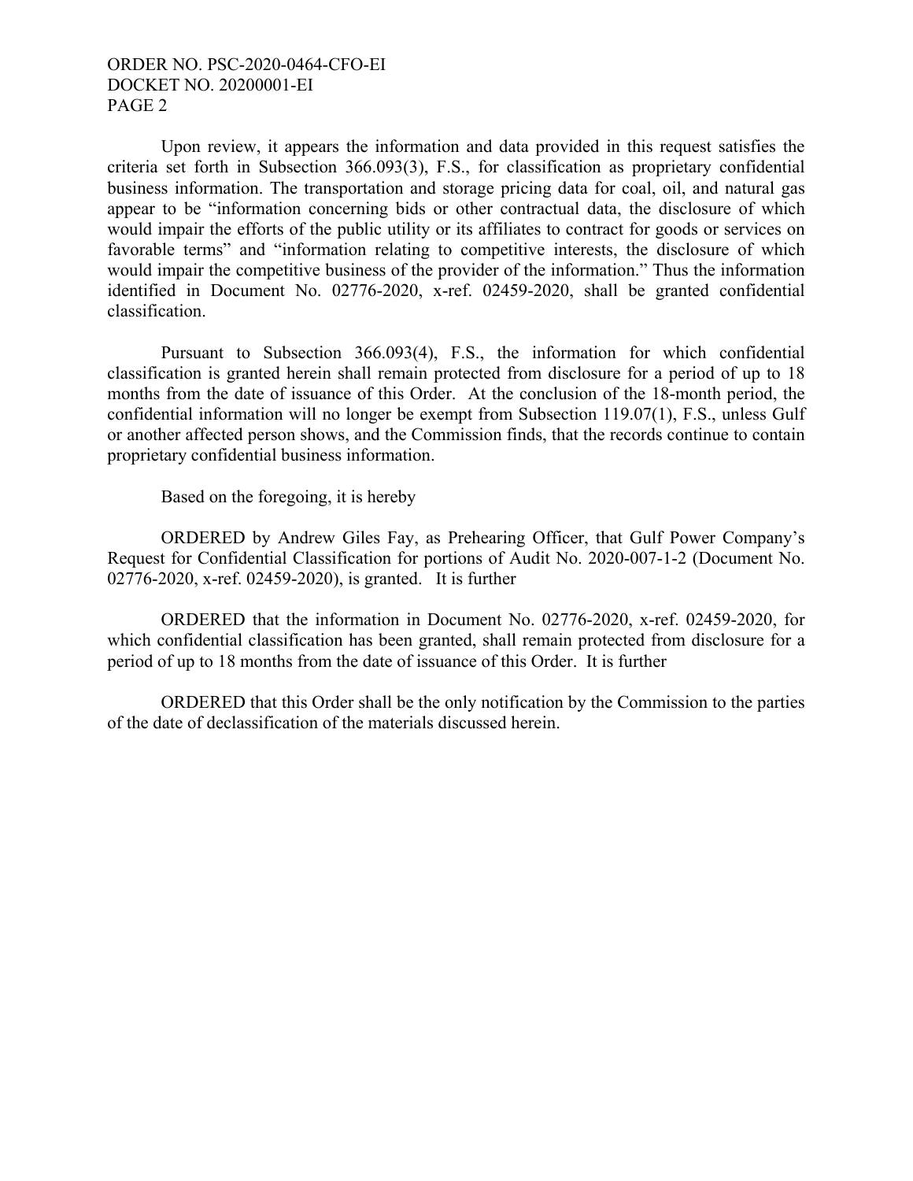Upon review, it appears the information and data provided in this request satisfies the criteria set forth in Subsection 366.093(3), F.S., for classification as proprietary confidential business information. The transportation and storage pricing data for coal, oil, and natural gas appear to be "information concerning bids or other contractual data, the disclosure of which would impair the efforts of the public utility or its affiliates to contract for goods or services on favorable terms" and "information relating to competitive interests, the disclosure of which would impair the competitive business of the provider of the information." Thus the information identified in Document No. 02776-2020, x-ref. 02459-2020, shall be granted confidential classification.

Pursuant to Subsection 366.093(4), F.S., the information for which confidential classification is granted herein shall remain protected from disclosure for a period of up to 18 months from the date of issuance of this Order. At the conclusion of the 18-month period, the confidential information will no longer be exempt from Subsection 119.07(1), F.S., unless Gulf or another affected person shows, and the Commission finds, that the records continue to contain proprietary confidential business information.

Based on the foregoing, it is hereby

ORDERED by Andrew Giles Fay, as Prehearing Officer, that Gulf Power Company's Request for Confidential Classification for portions of Audit No. 2020-007-1-2 (Document No. 02776-2020, x-ref. 02459-2020), is granted. It is further

ORDERED that the information in Document No. 02776-2020, x-ref. 02459-2020, for which confidential classification has been granted, shall remain protected from disclosure for a period of up to 18 months from the date of issuance of this Order. It is further

ORDERED that this Order shall be the only notification by the Commission to the parties of the date of declassification of the materials discussed herein.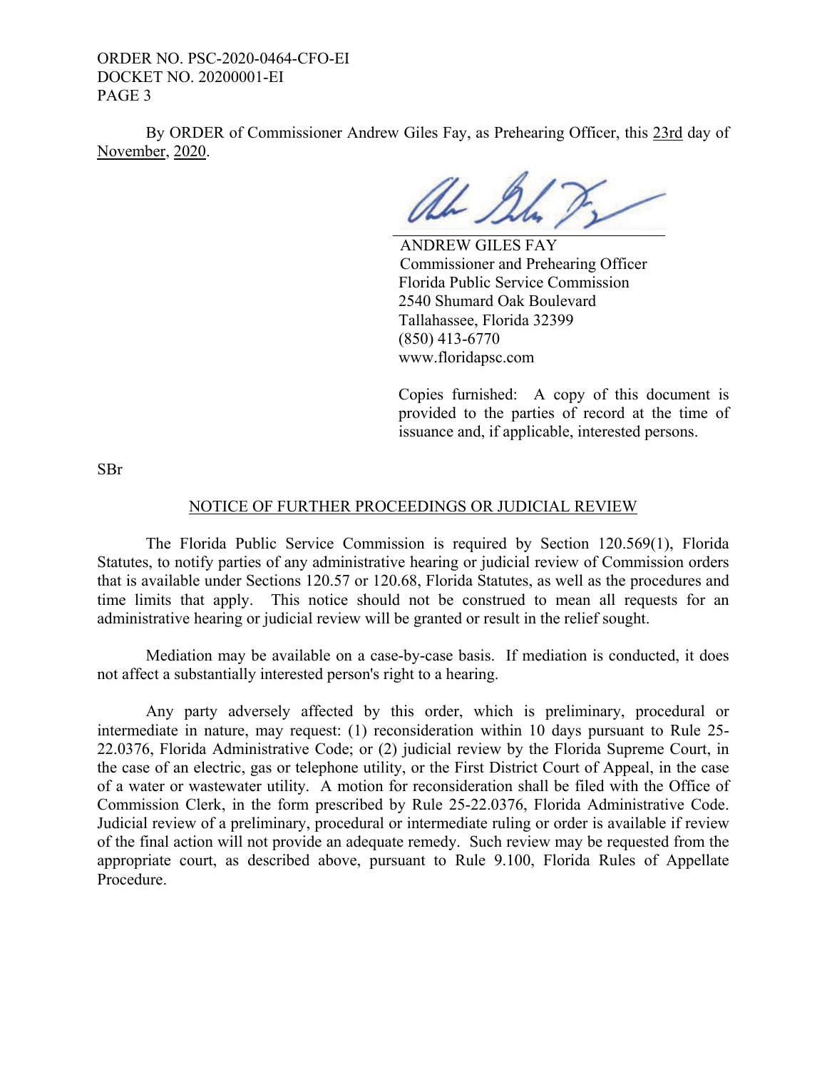By ORDER of Commissioner Andrew Giles Fay, as Prehearing Officer, this 23rd day of November, 2020.

ANDREW GILES FAY
Commissioner and Prehearing Officer
Florida Public Service Commission
2540 Shumard Oak Boulevard
Tallahassee, Florida 32399
(850) 413-6770
www.floridapsc.com

Copies furnished: A copy of this document is provided to the parties of record at the time of issuance and, if applicable, interested persons.

SBr

## NOTICE OF FURTHER PROCEEDINGS OR JUDICIAL REVIEW

The Florida Public Service Commission is required by Section 120.569(1), Florida Statutes, to notify parties of any administrative hearing or judicial review of Commission orders that is available under Sections 120.57 or 120.68, Florida Statutes, as well as the procedures and time limits that apply. This notice should not be construed to mean all requests for an administrative hearing or judicial review will be granted or result in the relief sought.

Mediation may be available on a case-by-case basis. If mediation is conducted, it does not affect a substantially interested person's right to a hearing.

Any party adversely affected by this order, which is preliminary, procedural or intermediate in nature, may request: (1) reconsideration within 10 days pursuant to Rule 25-22.0376, Florida Administrative Code; or (2) judicial review by the Florida Supreme Court, in the case of an electric, gas or telephone utility, or the First District Court of Appeal, in the case of a water or wastewater utility. A motion for reconsideration shall be filed with the Office of Commission Clerk, in the form prescribed by Rule 25-22.0376, Florida Administrative Code. Judicial review of a preliminary, procedural or intermediate ruling or order is available if review of the final action will not provide an adequate remedy. Such review may be requested from the appropriate court, as described above, pursuant to Rule 9.100, Florida Rules of Appellate Procedure.